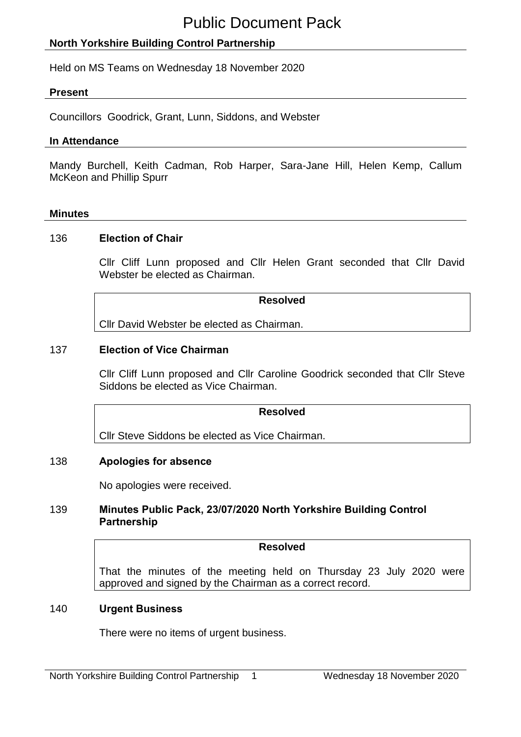# Public Document Pack

## North Yorkshire Building Control Partnership

Held on MS Teams on Wednesday 18 November 2020

### Present

Councillors Goodrick, Grant, Lunn, Siddons, and Webster

### In Attendance

Mandy Burchell, Keith Cadman, Rob Harper, Sara-Jane Hill, Helen Kemp, Callum McKeon and Phillip Spurr

### Minutes

**136 Election of Chair**

Cllr Cliff Lunn proposed and Cllr Helen Grant seconded that Cllr David Webster be elected as Chairman.

**Resolved**

Cllr David Webster be elected as Chairman.

**137 Election of Vice Chairman**

Cllr Cliff Lunn proposed and Cllr Caroline Goodrick seconded that Cllr Steve Siddons be elected as Vice Chairman.

**Resolved**

Cllr Steve Siddons be elected as Vice Chairman.

**138 Apologies for absence**

No apologies were received.

**139 Minutes Public Pack, 23/07/2020 North Yorkshire Building Control Partnership**

**Resolved**

That the minutes of the meeting held on Thursday 23 July 2020 were approved and signed by the Chairman as a correct record.

**140 Urgent Business**

There were no items of urgent business.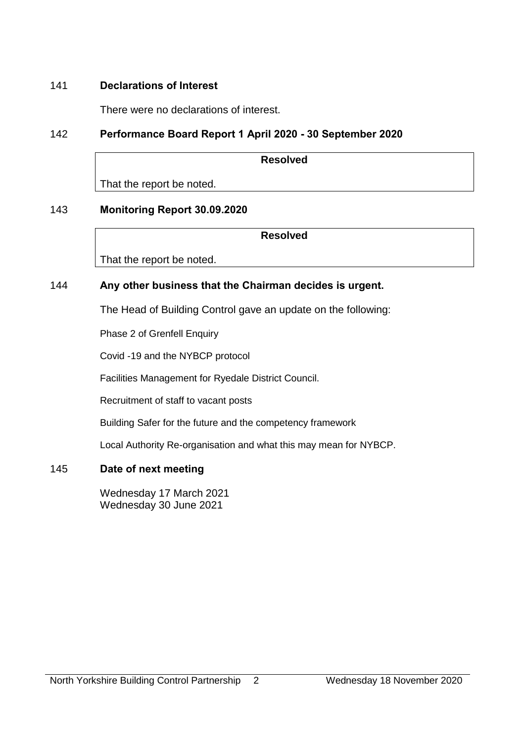### 141 Declarations of Interest

There were no declarations of interest.

### 142 Performance Board Report 1 April 2020 - 30 September 2020

**Resolved**

That the report be noted.

### 143 Monitoring Report 30.09.2020

**Resolved**

That the report be noted.

### 144 Any other business that the Chairman decides is urgent.

The Head of Building Control gave an update on the following:

Phase 2 of Grenfell Enquiry

Covid -19 and the NYBCP protocol

Facilities Management for Ryedale District Council.

Recruitment of staff to vacant posts

Building Safer for the future and the competency framework

Local Authority Re-organisation and what this may mean for NYBCP.

### 145 Date of next meeting

Wednesday 17 March 2021
Wednesday 30 June 2021